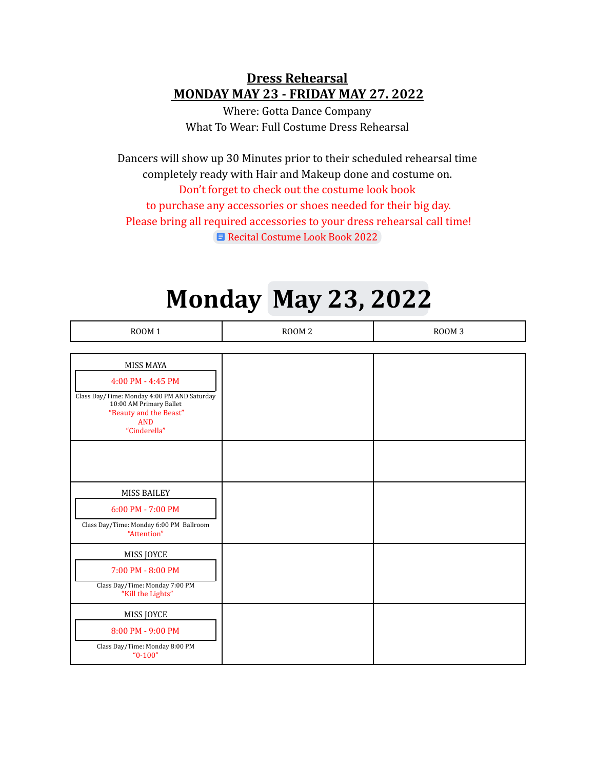# **Dress Rehearsal**
# **MONDAY MAY 23 - FRIDAY MAY 27. 2022**

Where: Gotta Dance Company

What To Wear: Full Costume Dress Rehearsal

Dancers will show up 30 Minutes prior to their scheduled rehearsal time completely ready with Hair and Makeup done and costume on.

Don't forget to check out the costume look book to purchase any accessories or shoes needed for their big day.

Please bring all required accessories to your dress rehearsal call time!

Recital Costume Look Book 2022

# Monday May 23, 2022

| ROOM 1 | ROOM 2 | ROOM 3 |
|---|---|---|
| MISS MAYA<br>4:00 PM - 4:45 PM<br>Class Day/Time: Monday 4:00 PM AND Saturday 10:00 AM Primary Ballet<br>"Beauty and the Beast"<br>AND<br>"Cinderella" | | |
| | | |
| MISS BAILEY<br>6:00 PM - 7:00 PM<br>Class Day/Time: Monday 6:00 PM Ballroom<br>"Attention" | | |
| MISS JOYCE<br>7:00 PM - 8:00 PM<br>Class Day/Time: Monday 7:00 PM<br>"Kill the Lights" | | |
| MISS JOYCE<br>8:00 PM - 9:00 PM<br>Class Day/Time: Monday 8:00 PM<br>"0-100" | | |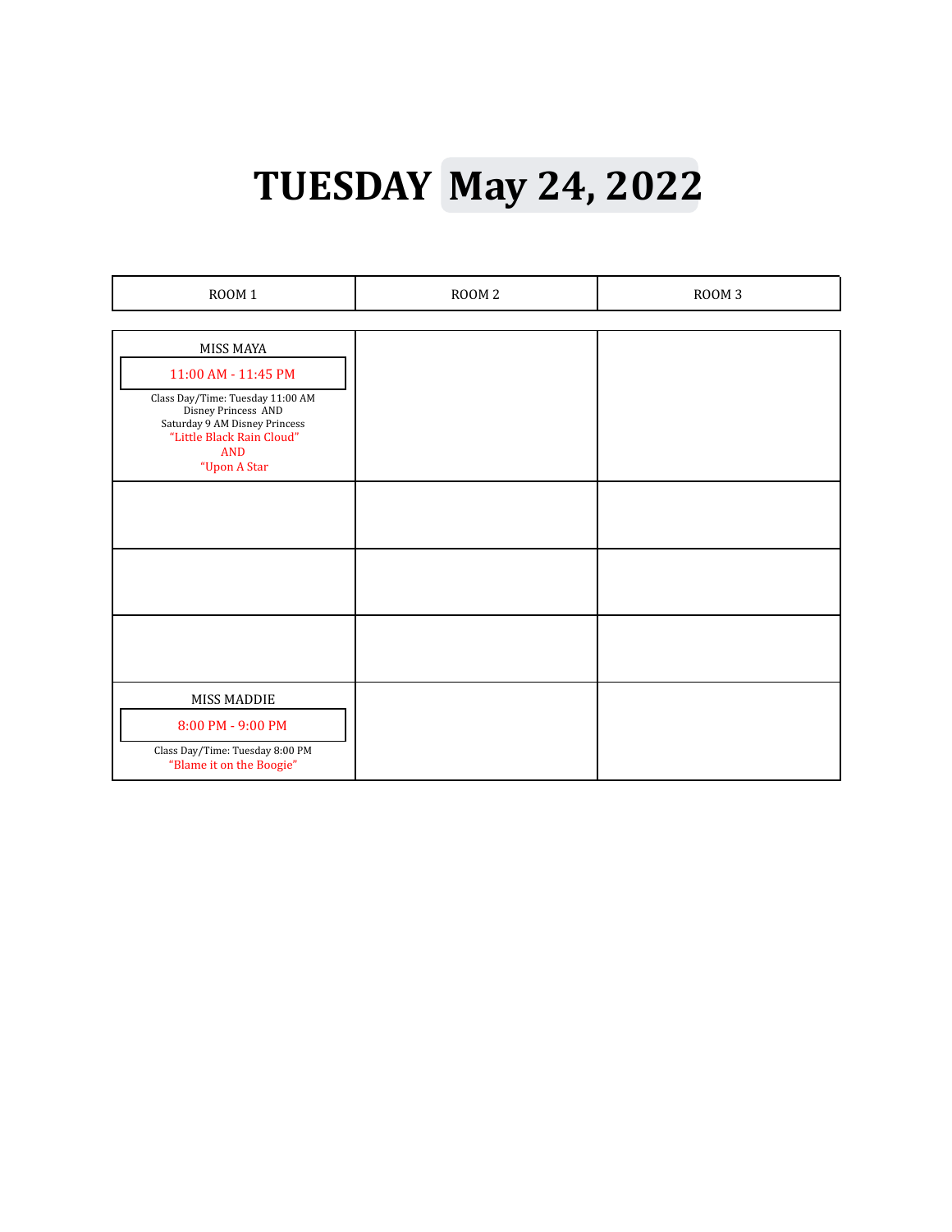# TUESDAY May 24, 2022

| ROOM 1 | ROOM 2 | ROOM 3 |
|---|---|---|
| MISS MAYA<br>11:00 AM - 11:45 PM<br>Class Day/Time: Tuesday 11:00 AM Disney Princess AND Saturday 9 AM Disney Princess<br>"Little Black Rain Cloud"<br>AND<br>"Upon A Star | | |
| | | |
| | | |
| | | |
| MISS MADDIE<br>8:00 PM - 9:00 PM<br>Class Day/Time: Tuesday 8:00 PM<br>"Blame it on the Boogie" | | |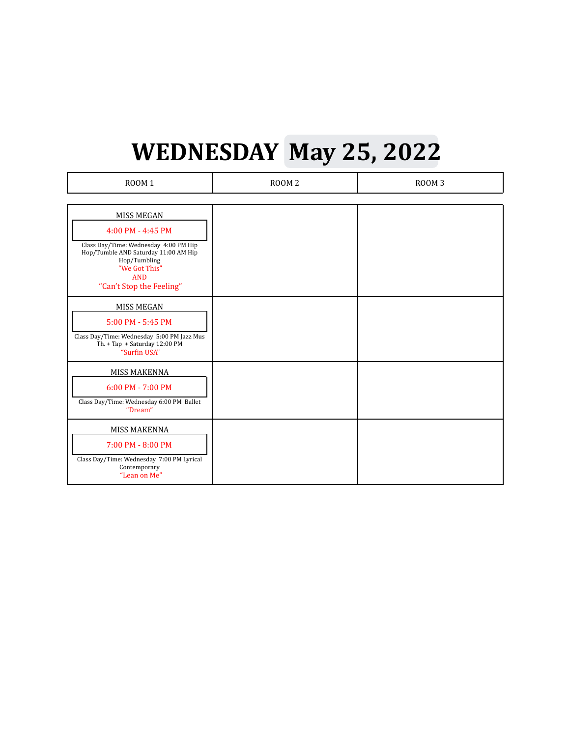# WEDNESDAY May 25, 2022

| ROOM 1 | ROOM 2 | ROOM 3 |
| --- | --- | --- |
| MISS MEGAN<br>4:00 PM - 4:45 PM<br>Class Day/Time: Wednesday 4:00 PM Hip Hop/Tumble AND Saturday 11:00 AM Hip Hop/Tumbling<br>"We Got This"<br>AND<br>"Can't Stop the Feeling" | | |
| MISS MEGAN<br>5:00 PM - 5:45 PM<br>Class Day/Time: Wednesday 5:00 PM Jazz Mus Th. + Tap + Saturday 12:00 PM<br>"Surfin USA" | | |
| MISS MAKENNA<br>6:00 PM - 7:00 PM<br>Class Day/Time: Wednesday 6:00 PM Ballet<br>"Dream" | | |
| MISS MAKENNA<br>7:00 PM - 8:00 PM<br>Class Day/Time: Wednesday 7:00 PM Lyrical Contemporary<br>"Lean on Me" | | |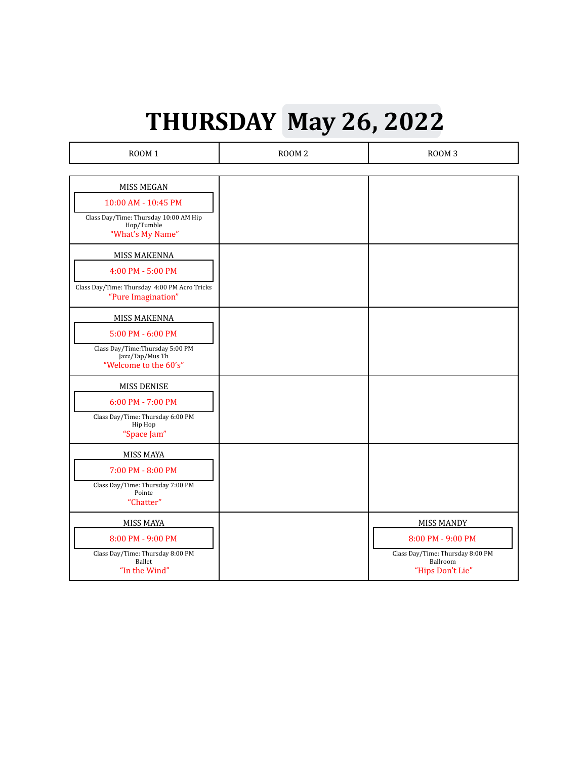# THURSDAY May 26, 2022

| ROOM 1 | ROOM 2 | ROOM 3 |
|---|---|---|
| MISS MEGAN<br>10:00 AM - 10:45 PM<br>Class Day/Time: Thursday 10:00 AM Hip Hop/Tumble<br>"What's My Name" | | |
| MISS MAKENNA<br>4:00 PM - 5:00 PM<br>Class Day/Time: Thursday 4:00 PM Acro Tricks<br>"Pure Imagination" | | |
| MISS MAKENNA<br>5:00 PM - 6:00 PM<br>Class Day/Time:Thursday 5:00 PM Jazz/Tap/Mus Th<br>"Welcome to the 60's" | | |
| MISS DENISE<br>6:00 PM - 7:00 PM<br>Class Day/Time: Thursday 6:00 PM Hip Hop<br>"Space Jam" | | |
| MISS MAYA<br>7:00 PM - 8:00 PM<br>Class Day/Time: Thursday 7:00 PM Pointe<br>"Chatter" | | |
| MISS MAYA<br>8:00 PM - 9:00 PM<br>Class Day/Time: Thursday 8:00 PM Ballet<br>"In the Wind" | | MISS MANDY<br>8:00 PM - 9:00 PM<br>Class Day/Time: Thursday 8:00 PM Ballroom<br>"Hips Don't Lie" |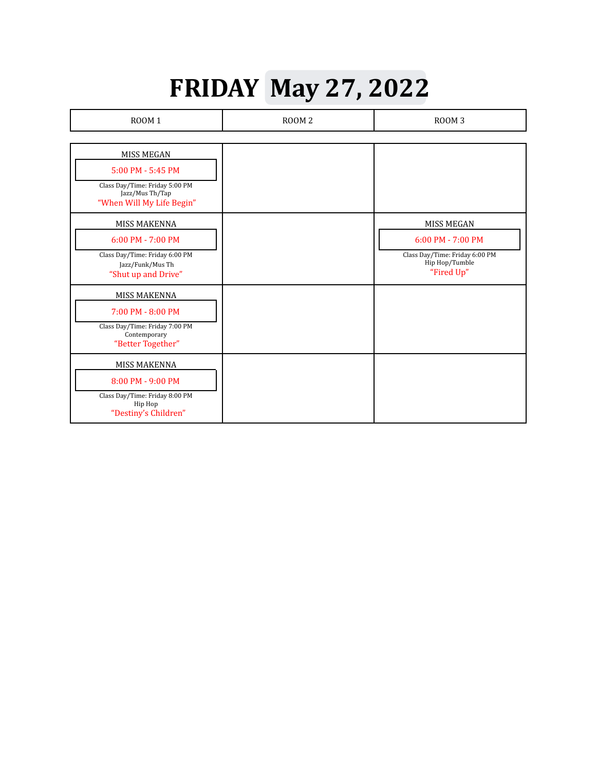# FRIDAY May 27, 2022

| ROOM 1 | ROOM 2 | ROOM 3 |
|---|---|---|
| MISS MEGAN<br>5:00 PM - 5:45 PM<br>Class Day/Time: Friday 5:00 PM<br>Jazz/Mus Th/Tap<br>“When Will My Life Begin” | | |
| MISS MAKENNA<br>6:00 PM - 7:00 PM<br>Class Day/Time: Friday 6:00 PM<br>Jazz/Funk/Mus Th<br>“Shut up and Drive” | | MISS MEGAN<br>6:00 PM - 7:00 PM<br>Class Day/Time: Friday 6:00 PM<br>Hip Hop/Tumble<br>“Fired Up” |
| MISS MAKENNA<br>7:00 PM - 8:00 PM<br>Class Day/Time: Friday 7:00 PM<br>Contemporary<br>“Better Together” | | |
| MISS MAKENNA<br>8:00 PM - 9:00 PM<br>Class Day/Time: Friday 8:00 PM<br>Hip Hop<br>“Destiny’s Children” | | |